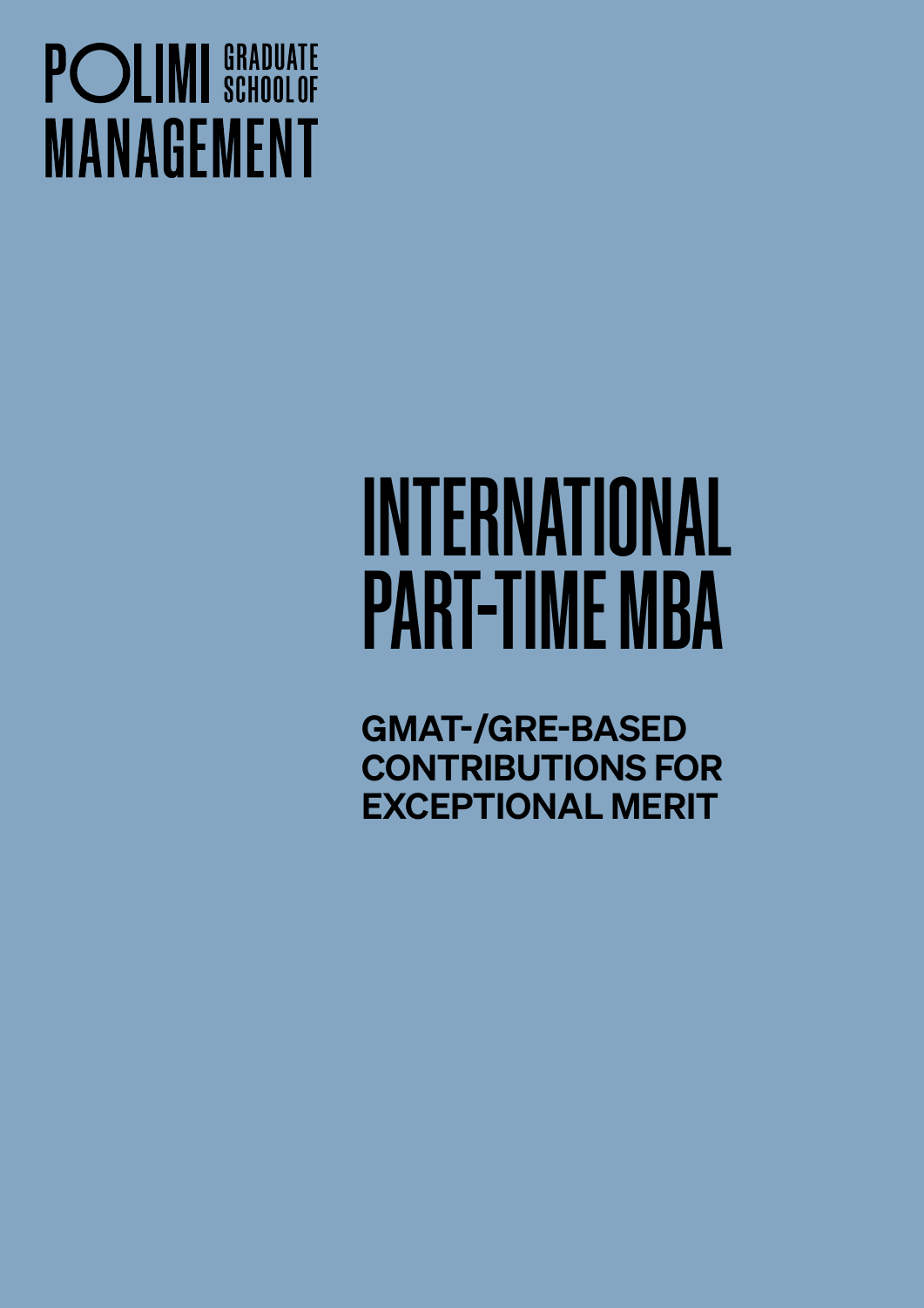POLIMI GRADUATE SCHOOL OF MANAGEMENT

# INTERNATIONAL PART-TIME MBA

## GMAT-/GRE-BASED CONTRIBUTIONS FOR EXCEPTIONAL MERIT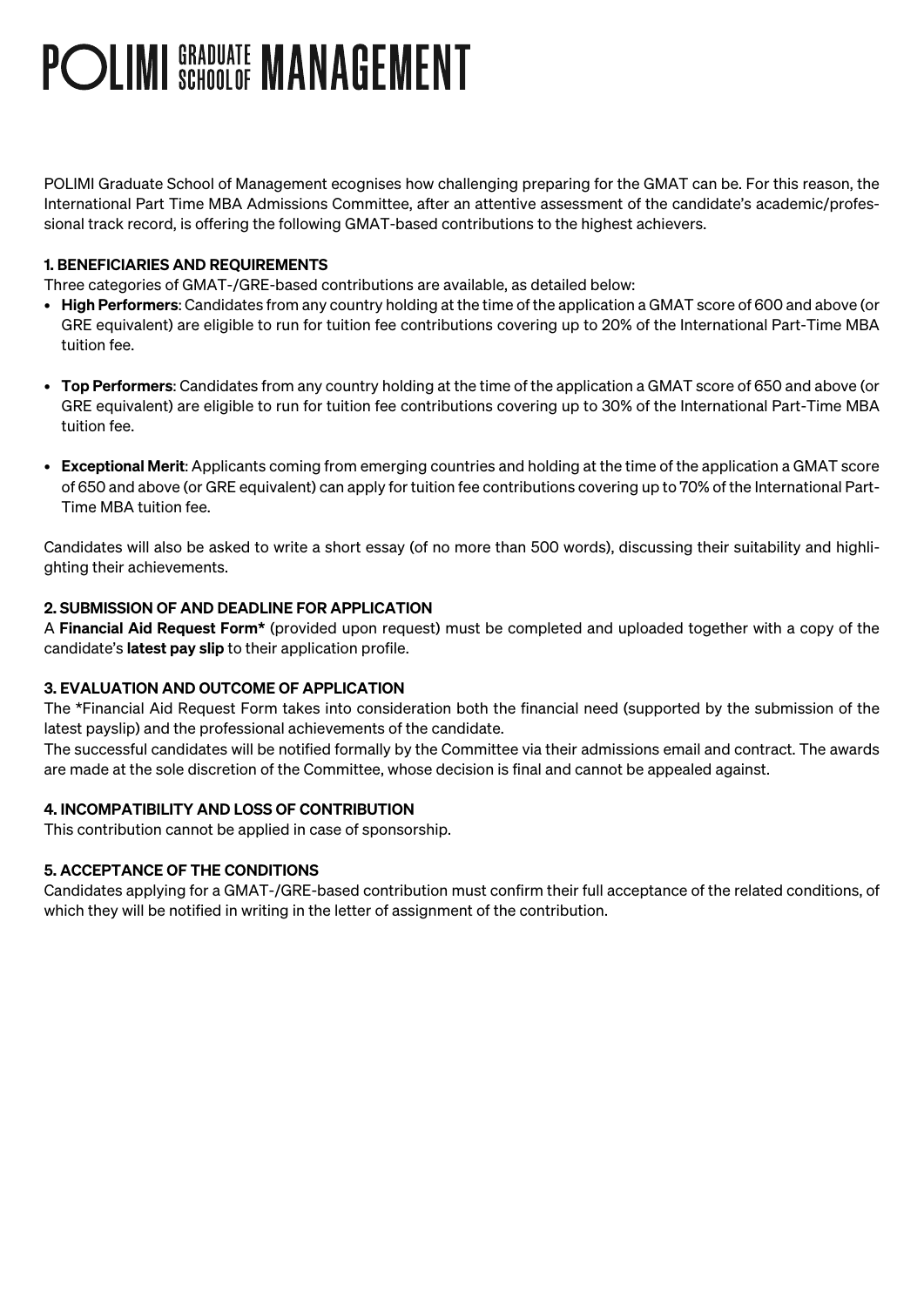# POLIMI GRADUATE SCHOOL OF MANAGEMENT

POLIMI Graduate School of Management ecognises how challenging preparing for the GMAT can be. For this reason, the International Part Time MBA Admissions Committee, after an attentive assessment of the candidate's academic/professional track record, is offering the following GMAT-based contributions to the highest achievers.

## 1. BENEFICIARIES AND REQUIREMENTS

Three categories of GMAT-/GRE-based contributions are available, as detailed below:

- **High Performers**: Candidates from any country holding at the time of the application a GMAT score of 600 and above (or GRE equivalent) are eligible to run for tuition fee contributions covering up to 20% of the International Part-Time MBA tuition fee.
- **Top Performers**: Candidates from any country holding at the time of the application a GMAT score of 650 and above (or GRE equivalent) are eligible to run for tuition fee contributions covering up to 30% of the International Part-Time MBA tuition fee.
- **Exceptional Merit**: Applicants coming from emerging countries and holding at the time of the application a GMAT score of 650 and above (or GRE equivalent) can apply for tuition fee contributions covering up to 70% of the International Part-Time MBA tuition fee.

Candidates will also be asked to write a short essay (of no more than 500 words), discussing their suitability and highlighting their achievements.

## 2. SUBMISSION OF AND DEADLINE FOR APPLICATION

A **Financial Aid Request Form*** (provided upon request) must be completed and uploaded together with a copy of the candidate's **latest pay slip** to their application profile.

## 3. EVALUATION AND OUTCOME OF APPLICATION

The *Financial Aid Request Form takes into consideration both the financial need (supported by the submission of the latest payslip) and the professional achievements of the candidate.

The successful candidates will be notified formally by the Committee via their admissions email and contract. The awards are made at the sole discretion of the Committee, whose decision is final and cannot be appealed against.

## 4. INCOMPATIBILITY AND LOSS OF CONTRIBUTION

This contribution cannot be applied in case of sponsorship.

## 5. ACCEPTANCE OF THE CONDITIONS

Candidates applying for a GMAT-/GRE-based contribution must confirm their full acceptance of the related conditions, of which they will be notified in writing in the letter of assignment of the contribution.